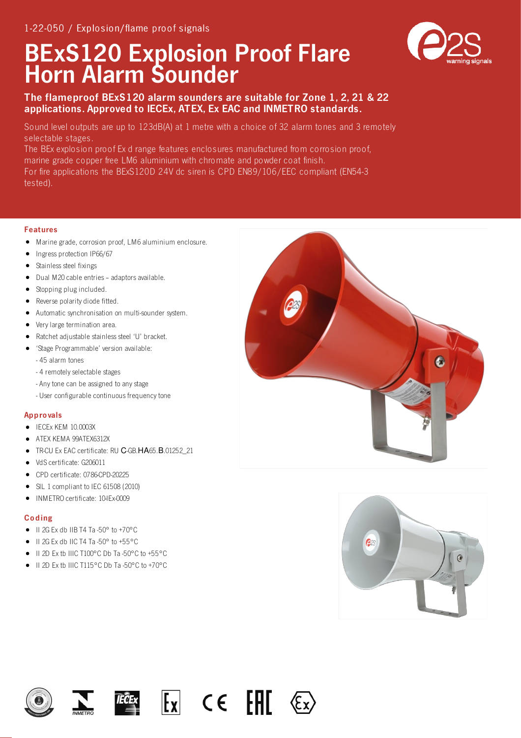1-22-050 / Explosion/flame proof signals

# BExS120 Explosion Proof Flare Horn Alarm Sounder

**The flameproof BExS120 alarm sounders are suitable for Zone 1, 2, 21 & 22 applications. Approved to IECEx, ATEX, Ex EAC and INMETRO standards.**

Sound level outputs are up to 123dB(A) at 1 metre with a choice of 32 alarm tones and 3 remotely selectable stages.
The BEx explosion proof Ex d range features enclosures manufactured from corrosion proof, marine grade copper free LM6 aluminium with chromate and powder coat finish.
For fire applications the BExS120D 24V dc siren is CPD EN89/106/EEC compliant (EN54-3 tested).

## Features

- Marine grade, corrosion proof, LM6 aluminium enclosure.
- Ingress protection IP66/67
- Stainless steel fixings
- Dual M20 cable entries – adaptors available.
- Stopping plug included.
- Reverse polarity diode fitted.
- Automatic synchronisation on multi-sounder system.
- Very large termination area.
- Ratchet adjustable stainless steel 'U' bracket.
- 'Stage Programmable' version available:
  - 45 alarm tones
  - 4 remotely selectable stages
  - Any tone can be assigned to any stage
  - User configurable continuous frequency tone

## Approvals

- IECEx KEM 10.0003X
- ATEX KEMA 99ATEX6312X
- TR-CU Ex EAC certificate: RU C-GB.HA65.B.01252_21
- VdS certificate: G206011
- CPD certificate: 0786-CPD-20225
- SIL 1 compliant to IEC 61508 (2010)
- INMETRO certificate: 10-IEx-0009

## Coding

- II 2G Ex db IIB T4 Ta -50° to +70°C
- II 2G Ex db IIC T4 Ta -50° to +55°C
- II 2D Ex tb IIIC T100°C Db Ta -50°C to +55°C
- II 2D Ex tb IIIC T115°C Db Ta -50°C to +70°C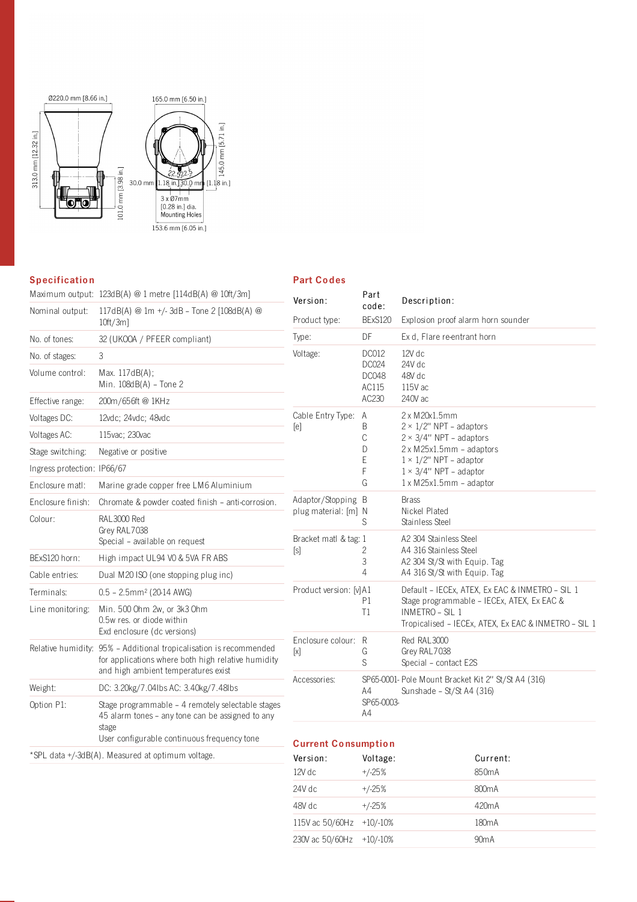Ø220.0 mm [8.66 in.]

165.0 mm [6.50 in.]

313.0 mm [12.32 in.]

101.0 mm [3.98 in.]

145.0 mm [5.71 in.]

30.0 mm [1.18 in.] 30.0 mm [1.18 in.]

22.5 22.5

3 x Ø7mm [0.28 in.] dia. Mounting Holes

153.6 mm [6.05 in.]

## Specification

| | |
|---|---|
| Maximum output: | 123dB(A) @ 1 metre [114dB(A) @ 10ft/3m] |
| Nominal output: | 117dB(A) @ 1m +/- 3dB – Tone 2 [108dB(A) @ 10ft/3m] |
| No. of tones: | 32 (UKOOA / PFEER compliant) |
| No. of stages: | 3 |
| Volume control: | Max. 117dB(A);<br>Min. 108dB(A) – Tone 2 |
| Effective range: | 200m/656ft @ 1KHz |
| Voltages DC: | 12vdc; 24vdc; 48vdc |
| Voltages AC: | 115vac; 230vac |
| Stage switching: | Negative or positive |
| Ingress protection: | IP66/67 |
| Enclosure matl: | Marine grade copper free LM6 Aluminium |
| Enclosure finish: | Chromate & powder coated finish – anti-corrosion. |
| Colour: | RAL3000 Red<br>Grey RAL7038<br>Special – available on request |
| BExS120 horn: | High impact UL94 V0 & 5VA FR ABS |
| Cable entries: | Dual M20 ISO (one stopping plug inc) |
| Terminals: | 0.5 – 2.5mm² (20-14 AWG) |
| Line monitoring: | Min. 500 Ohm 2w, or 3k3 Ohm 0.5w res. or diode within Exd enclosure (dc versions) |
| Relative humidity: | 95% – Additional tropicalisation is recommended for applications where both high relative humidity and high ambient temperatures exist |
| Weight: | DC: 3.20kg/7.04lbs AC: 3.40kg/7.48lbs |
| Option P1: | Stage programmable – 4 remotely selectable stages<br>45 alarm tones – any tone can be assigned to any stage<br>User configurable continuous frequency tone |

*SPL data +/-3dB(A). Measured at optimum voltage.

## Part Codes

| Version: | Part code: | Description: |
|---|---|---|
| Product type: | BExS120 | Explosion proof alarm horn sounder |
| Type: | DF | Ex d, Flare re-entrant horn |
| Voltage: | DC012<br>DC024<br>DC048<br>AC115<br>AC230 | 12V dc<br>24V dc<br>48V dc<br>115V ac<br>240V ac |
| Cable Entry Type: [e] | A<br>B<br>C<br>D<br>E<br>F<br>G | 2 x M20x1.5mm<br>2 × 1/2" NPT – adaptors<br>2 × 3/4" NPT – adaptors<br>2 x M25x1.5mm – adaptors<br>1 × 1/2" NPT – adaptor<br>1 × 3/4" NPT – adaptor<br>1 x M25x1.5mm – adaptor |
| Adaptor/Stopping plug material: [m] | B<br>N<br>S | Brass<br>Nickel Plated<br>Stainless Steel |
| Bracket matl & tag: [s] | 1<br>2<br>3<br>4 | A2 304 Stainless Steel<br>A4 316 Stainless Steel<br>A2 304 St/St with Equip. Tag<br>A4 316 St/St with Equip. Tag |
| Product version: [v] | A1<br>P1<br>T1 | Default – IECEx, ATEX, Ex EAC & INMETRO – SIL 1<br>Stage programmable – IECEx, ATEX, Ex EAC & INMETRO – SIL 1<br>Tropicalised – IECEx, ATEX, Ex EAC & INMETRO – SIL 1 |
| Enclosure colour: [x] | R<br>G<br>S | Red RAL3000<br>Grey RAL7038<br>Special – contact E2S |
| Accessories: | SP65-0001-A4<br>SP65-0003-A4 | Pole Mount Bracket Kit 2" St/St A4 (316)<br>Sunshade – St/St A4 (316) |

## Current Consumption

| Version: | Voltage: | Current: |
|---|---|---|
| 12V dc | +/-25% | 850mA |
| 24V dc | +/-25% | 800mA |
| 48V dc | +/-25% | 420mA |
| 115V ac 50/60Hz | +10/-10% | 180mA |
| 230V ac 50/60Hz | +10/-10% | 90mA |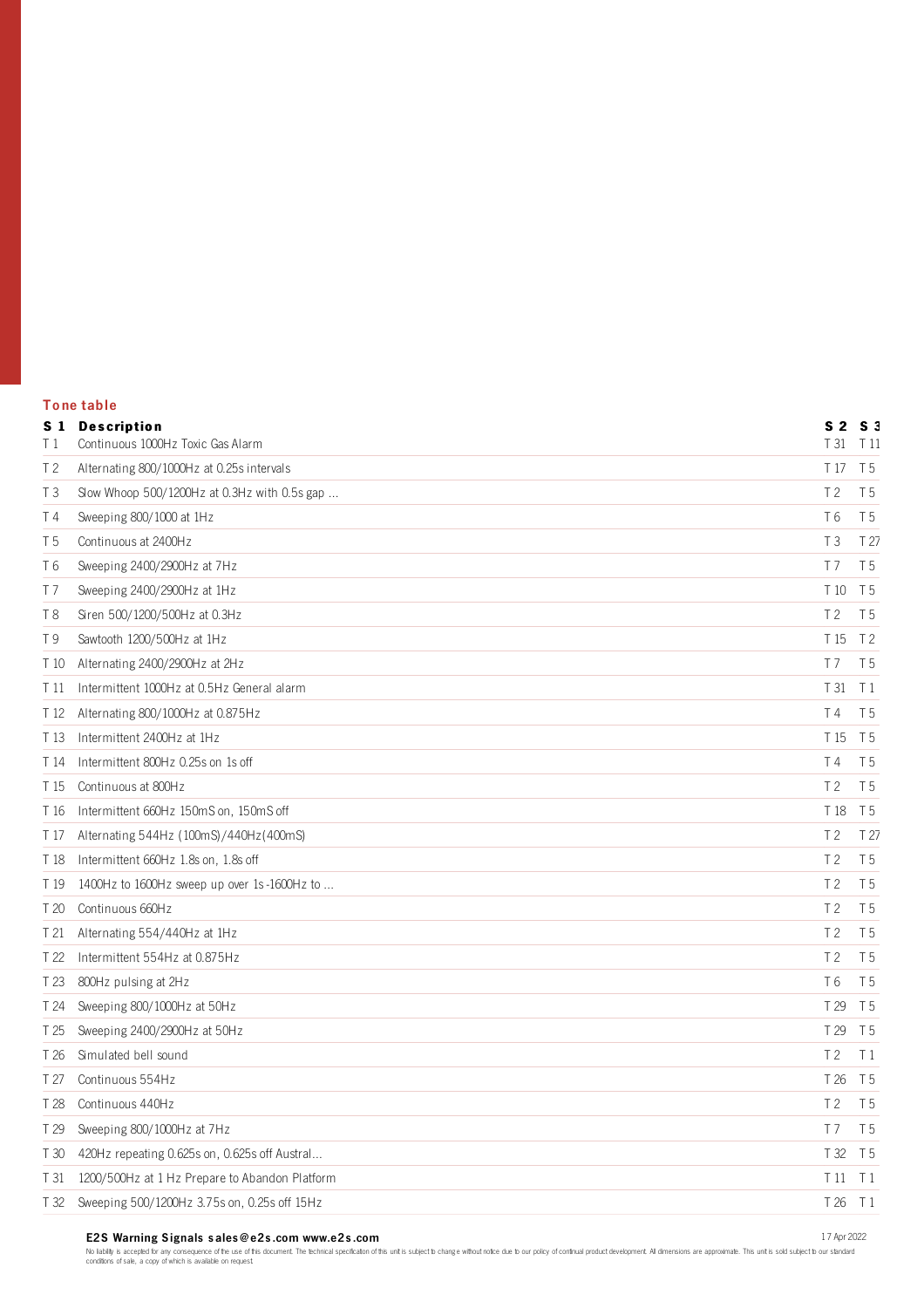## Tone table

| S 1 | Description | S 2 | S 3 |
|---|---|---|---|
| T 1 | Continuous 1000Hz Toxic Gas Alarm | T 31 | T 11 |
| T 2 | Alternating 800/1000Hz at 0.25s intervals | T 17 | T 5 |
| T 3 | Slow Whoop 500/1200Hz at 0.3Hz with 0.5s gap ... | T 2 | T 5 |
| T 4 | Sweeping 800/1000 at 1Hz | T 6 | T 5 |
| T 5 | Continuous at 2400Hz | T 3 | T 27 |
| T 6 | Sweeping 2400/2900Hz at 7Hz | T 7 | T 5 |
| T 7 | Sweeping 2400/2900Hz at 1Hz | T 10 | T 5 |
| T 8 | Siren 500/1200/500Hz at 0.3Hz | T 2 | T 5 |
| T 9 | Sawtooth 1200/500Hz at 1Hz | T 15 | T 2 |
| T 10 | Alternating 2400/2900Hz at 2Hz | T 7 | T 5 |
| T 11 | Intermittent 1000Hz at 0.5Hz General alarm | T 31 | T 1 |
| T 12 | Alternating 800/1000Hz at 0.875Hz | T 4 | T 5 |
| T 13 | Intermittent 2400Hz at 1Hz | T 15 | T 5 |
| T 14 | Intermittent 800Hz 0.25s on 1s off | T 4 | T 5 |
| T 15 | Continuous at 800Hz | T 2 | T 5 |
| T 16 | Intermittent 660Hz 150mS on, 150mS off | T 18 | T 5 |
| T 17 | Alternating 544Hz (100mS)/440Hz(400mS) | T 2 | T 27 |
| T 18 | Intermittent 660Hz 1.8s on, 1.8s off | T 2 | T 5 |
| T 19 | 1400Hz to 1600Hz sweep up over 1s -1600Hz to ... | T 2 | T 5 |
| T 20 | Continuous 660Hz | T 2 | T 5 |
| T 21 | Alternating 554/440Hz at 1Hz | T 2 | T 5 |
| T 22 | Intermittent 554Hz at 0.875Hz | T 2 | T 5 |
| T 23 | 800Hz pulsing at 2Hz | T 6 | T 5 |
| T 24 | Sweeping 800/1000Hz at 50Hz | T 29 | T 5 |
| T 25 | Sweeping 2400/2900Hz at 50Hz | T 29 | T 5 |
| T 26 | Simulated bell sound | T 2 | T 1 |
| T 27 | Continuous 554Hz | T 26 | T 5 |
| T 28 | Continuous 440Hz | T 2 | T 5 |
| T 29 | Sweeping 800/1000Hz at 7Hz | T 7 | T 5 |
| T 30 | 420Hz repeating 0.625s on, 0.625s off Austral... | T 32 | T 5 |
| T 31 | 1200/500Hz at 1 Hz Prepare to Abandon Platform | T 11 | T 1 |
| T 32 | Sweeping 500/1200Hz 3.75s on, 0.25s off 15Hz | T 26 | T 1 |

**E2S Warning Signals sales@e2s.com www.e2s.com** 17 Apr 2022

No liability is accepted for any consequence of the use of this document. The technical specification of this unit is subject to change without notice due to our policy of continual product development. All dimensions are approximate. This unit is sold subject to our standard conditions of sale, a copy of which is available on request.